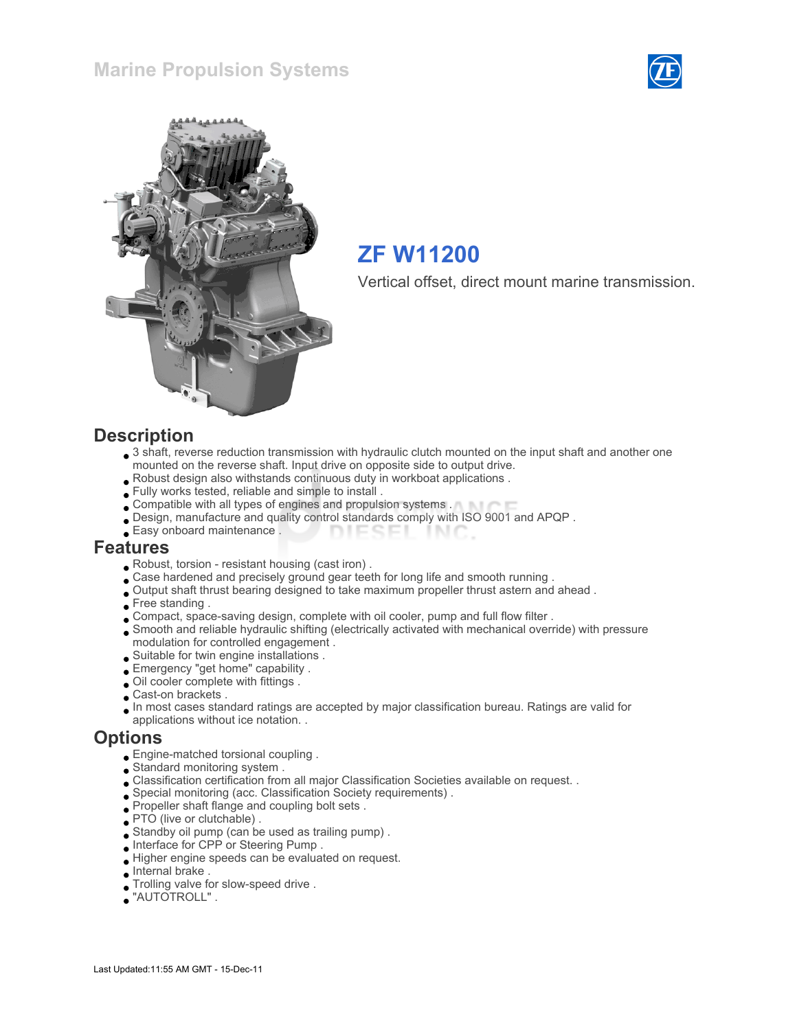Marine Propulsion Systems

# ZF W11200

Vertical offset, direct mount marine transmission.

## Description

- 3 shaft, reverse reduction transmission with hydraulic clutch mounted on the input shaft and another one mounted on the reverse shaft. Input drive on opposite side to output drive.
- Robust design also withstands continuous duty in workboat applications .
- Fully works tested, reliable and simple to install .
- Compatible with all types of engines and propulsion systems .
- Design, manufacture and quality control standards comply with ISO 9001 and APQP .
- Easy onboard maintenance .

## Features

- Robust, torsion - resistant housing (cast iron) .
- Case hardened and precisely ground gear teeth for long life and smooth running .
- Output shaft thrust bearing designed to take maximum propeller thrust astern and ahead .
- Free standing .
- Compact, space-saving design, complete with oil cooler, pump and full flow filter .
- Smooth and reliable hydraulic shifting (electrically activated with mechanical override) with pressure modulation for controlled engagement .
- Suitable for twin engine installations .
- Emergency "get home" capability .
- Oil cooler complete with fittings .
- Cast-on brackets .
- In most cases standard ratings are accepted by major classification bureau. Ratings are valid for applications without ice notation. .

## Options

- Engine-matched torsional coupling .
- Standard monitoring system .
- Classification certification from all major Classification Societies available on request. .
- Special monitoring (acc. Classification Society requirements) .
- Propeller shaft flange and coupling bolt sets .
- PTO (live or clutchable) .
- Standby oil pump (can be used as trailing pump) .
- Interface for CPP or Steering Pump .
- Higher engine speeds can be evaluated on request.
- Internal brake .
- Trolling valve for slow-speed drive .
- "AUTOTROLL" .

Last Updated:11:55 AM GMT - 15-Dec-11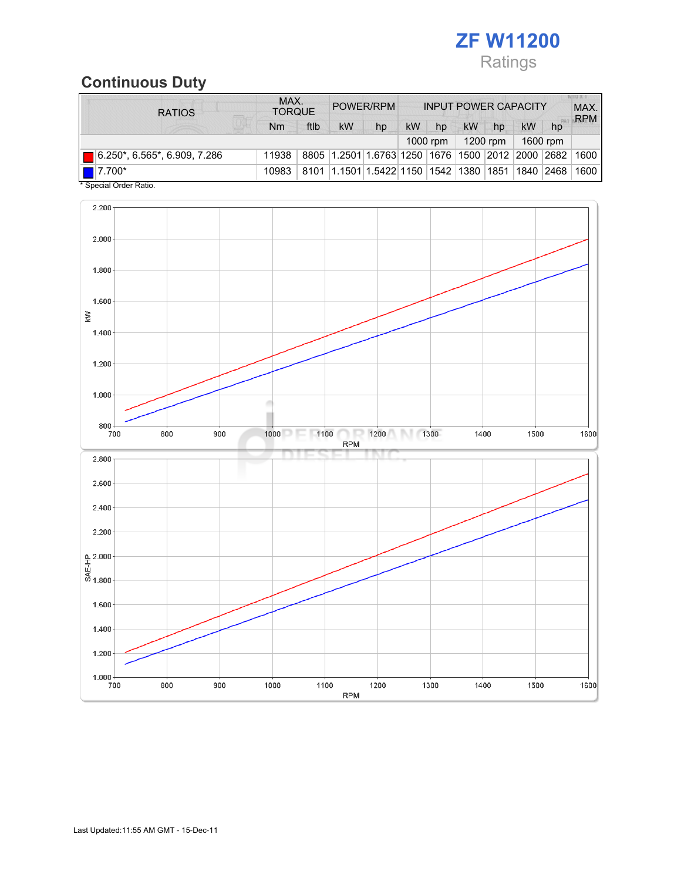# ZF W11200

Ratings

## Continuous Duty

| RATIOS | MAX. TORQUE | | POWER/RPM | | INPUT POWER CAPACITY | | | | | | MAX. RPM |
|---|---|---|---|---|---|---|---|---|---|---|---|
| | Nm | ftlb | kW | hp | kW | hp | kW | hp | kW | hp | |
| | | | | | 1000 rpm | | 1200 rpm | | 1600 rpm | | |
| 6.250*, 6.565*, 6.909, 7.286 | 11938 | 8805 | 1.2501 | 1.6763 | 1250 | 1676 | 1500 | 2012 | 2000 | 2682 | 1600 |
| 7.700* | 10983 | 8101 | 1.1501 | 1.5422 | 1150 | 1542 | 1380 | 1851 | 1840 | 2468 | 1600 |

\* Special Order Ratio.

Last Updated:11:55 AM GMT - 15-Dec-11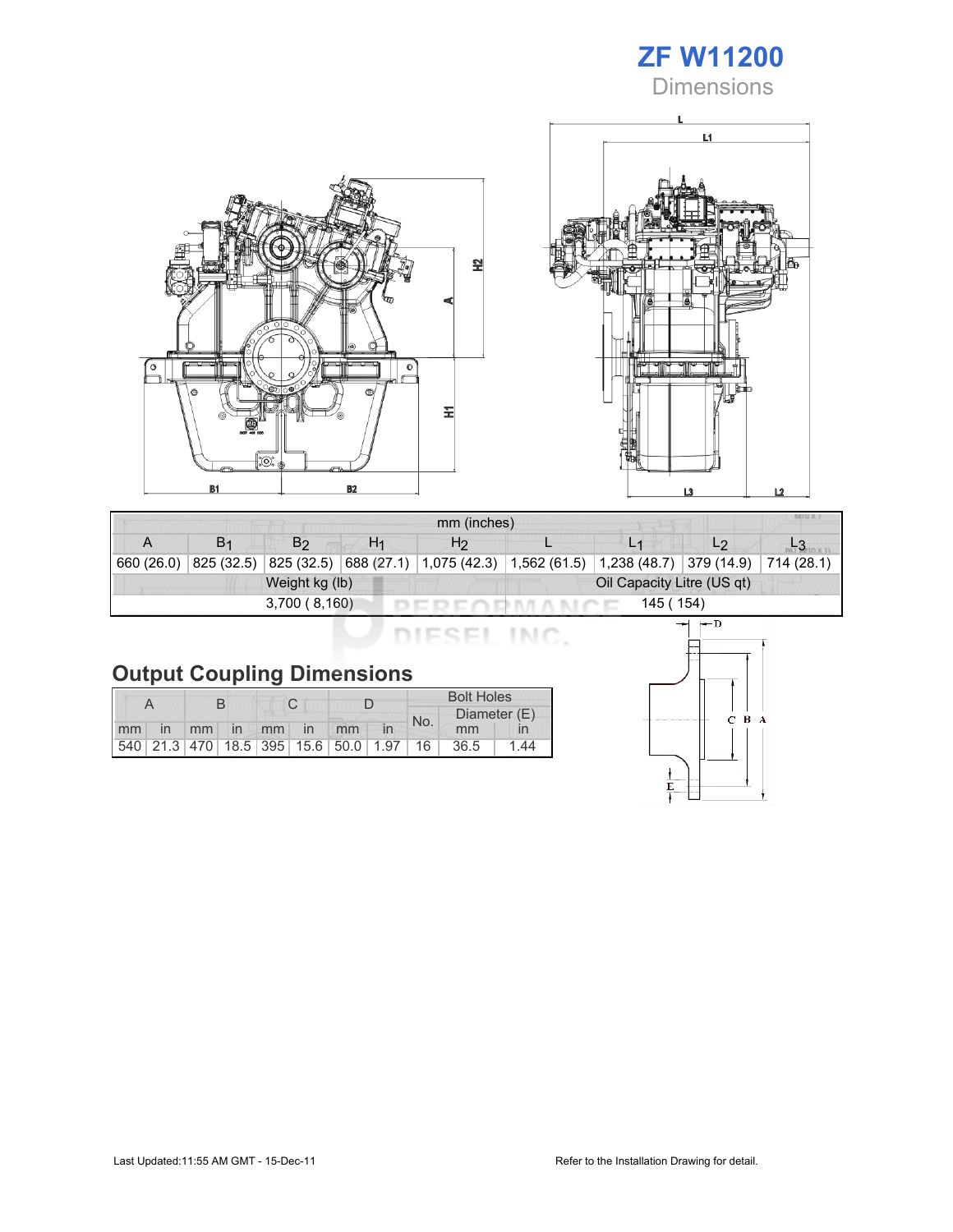# ZF W11200

## Dimensions

| mm (inches) | | | | | | | | |
|---|---|---|---|---|---|---|---|---|
| A | $B_1$ | $B_2$ | $H_1$ | $H_2$ | L | $L_1$ | $L_2$ | $L_3$ |
| 660 (26.0) | 825 (32.5) | 825 (32.5) | 688 (27.1) | 1,075 (42.3) | 1,562 (61.5) | 1,238 (48.7) | 379 (14.9) | 714 (28.1) |

| Weight kg (lb) | Oil Capacity Litre (US qt) |
|---|---|
| 3,700 ( 8,160) | 145 ( 154) |

## Output Coupling Dimensions

| A | | B | | C | | D | | Bolt Holes | | |
|---|---|---|---|---|---|---|---|---|---|---|
| | | | | | | | | No. | Diameter (E) | |
| mm | in | mm | in | mm | in | mm | in | | mm | in |
| 540 | 21.3 | 470 | 18.5 | 395 | 15.6 | 50.0 | 1.97 | 16 | 36.5 | 1.44 |

Last Updated:11:55 AM GMT - 15-Dec-11

Refer to the Installation Drawing for detail.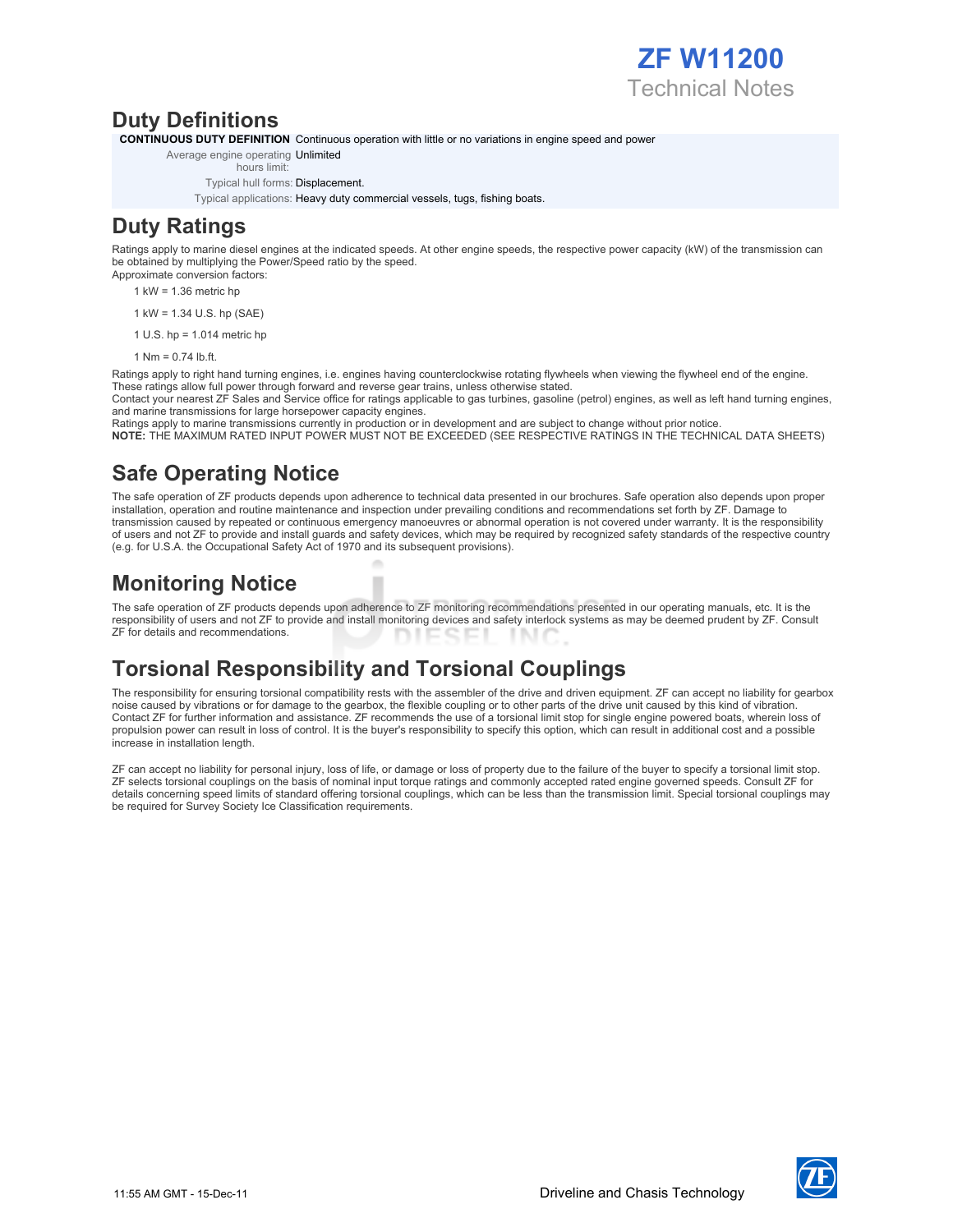# ZF W11200
## Technical Notes

## Duty Definitions

| | |
|---|---|
| **CONTINUOUS DUTY DEFINITION** | Continuous operation with little or no variations in engine speed and power |
| Average engine operating hours limit: | Unlimited |
| Typical hull forms: | Displacement. |
| Typical applications: | Heavy duty commercial vessels, tugs, fishing boats. |

## Duty Ratings

Ratings apply to marine diesel engines at the indicated speeds. At other engine speeds, the respective power capacity (kW) of the transmission can be obtained by multiplying the Power/Speed ratio by the speed.
Approximate conversion factors:

1 kW = 1.36 metric hp

1 kW = 1.34 U.S. hp (SAE)

1 U.S. hp = 1.014 metric hp

1 Nm = 0.74 lb.ft.

Ratings apply to right hand turning engines, i.e. engines having counterclockwise rotating flywheels when viewing the flywheel end of the engine. These ratings allow full power through forward and reverse gear trains, unless otherwise stated.
Contact your nearest ZF Sales and Service office for ratings applicable to gas turbines, gasoline (petrol) engines, as well as left hand turning engines, and marine transmissions for large horsepower capacity engines.
Ratings apply to marine transmissions currently in production or in development and are subject to change without prior notice.
**NOTE:** THE MAXIMUM RATED INPUT POWER MUST NOT BE EXCEEDED (SEE RESPECTIVE RATINGS IN THE TECHNICAL DATA SHEETS)

## Safe Operating Notice

The safe operation of ZF products depends upon adherence to technical data presented in our brochures. Safe operation also depends upon proper installation, operation and routine maintenance and inspection under prevailing conditions and recommendations set forth by ZF. Damage to transmission caused by repeated or continuous emergency manoeuvres or abnormal operation is not covered under warranty. It is the responsibility of users and not ZF to provide and install guards and safety devices, which may be required by recognized safety standards of the respective country (e.g. for U.S.A. the Occupational Safety Act of 1970 and its subsequent provisions).

## Monitoring Notice

The safe operation of ZF products depends upon adherence to ZF monitoring recommendations presented in our operating manuals, etc. It is the responsibility of users and not ZF to provide and install monitoring devices and safety interlock systems as may be deemed prudent by ZF. Consult ZF for details and recommendations.

## Torsional Responsibility and Torsional Couplings

The responsibility for ensuring torsional compatibility rests with the assembler of the drive and driven equipment. ZF can accept no liability for gearbox noise caused by vibrations or for damage to the gearbox, the flexible coupling or to other parts of the drive unit caused by this kind of vibration. Contact ZF for further information and assistance. ZF recommends the use of a torsional limit stop for single engine powered boats, wherein loss of propulsion power can result in loss of control. It is the buyer's responsibility to specify this option, which can result in additional cost and a possible increase in installation length.

ZF can accept no liability for personal injury, loss of life, or damage or loss of property due to the failure of the buyer to specify a torsional limit stop. ZF selects torsional couplings on the basis of nominal input torque ratings and commonly accepted rated engine governed speeds. Consult ZF for details concerning speed limits of standard offering torsional couplings, which can be less than the transmission limit. Special torsional couplings may be required for Survey Society Ice Classification requirements.